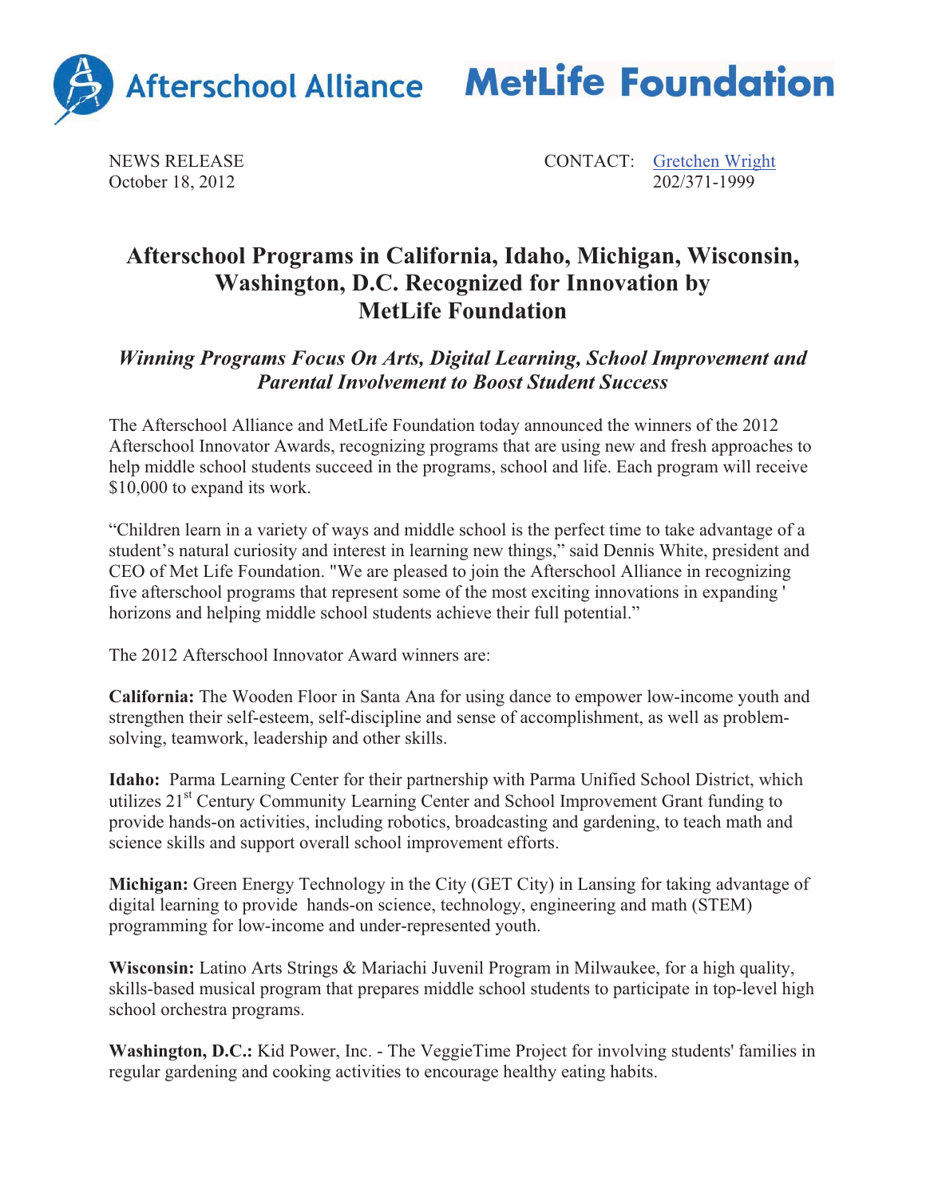Afterschool Alliance MetLife Foundation

NEWS RELEASE
October 18, 2012

CONTACT: [Gretchen Wright]
202/371-1999

# Afterschool Programs in California, Idaho, Michigan, Wisconsin, Washington, D.C. Recognized for Innovation by MetLife Foundation

## *Winning Programs Focus On Arts, Digital Learning, School Improvement and Parental Involvement to Boost Student Success*

The Afterschool Alliance and MetLife Foundation today announced the winners of the 2012 Afterschool Innovator Awards, recognizing programs that are using new and fresh approaches to help middle school students succeed in the programs, school and life. Each program will receive $10,000 to expand its work.

"Children learn in a variety of ways and middle school is the perfect time to take advantage of a student's natural curiosity and interest in learning new things," said Dennis White, president and CEO of Met Life Foundation. "We are pleased to join the Afterschool Alliance in recognizing five afterschool programs that represent some of the most exciting innovations in expanding ' horizons and helping middle school students achieve their full potential."

The 2012 Afterschool Innovator Award winners are:

**California:** The Wooden Floor in Santa Ana for using dance to empower low-income youth and strengthen their self-esteem, self-discipline and sense of accomplishment, as well as problem-solving, teamwork, leadership and other skills.

**Idaho:** Parma Learning Center for their partnership with Parma Unified School District, which utilizes 21st Century Community Learning Center and School Improvement Grant funding to provide hands-on activities, including robotics, broadcasting and gardening, to teach math and science skills and support overall school improvement efforts.

**Michigan:** Green Energy Technology in the City (GET City) in Lansing for taking advantage of digital learning to provide hands-on science, technology, engineering and math (STEM) programming for low-income and under-represented youth.

**Wisconsin:** Latino Arts Strings & Mariachi Juvenil Program in Milwaukee, for a high quality, skills-based musical program that prepares middle school students to participate in top-level high school orchestra programs.

**Washington, D.C.:** Kid Power, Inc. - The VeggieTime Project for involving students' families in regular gardening and cooking activities to encourage healthy eating habits.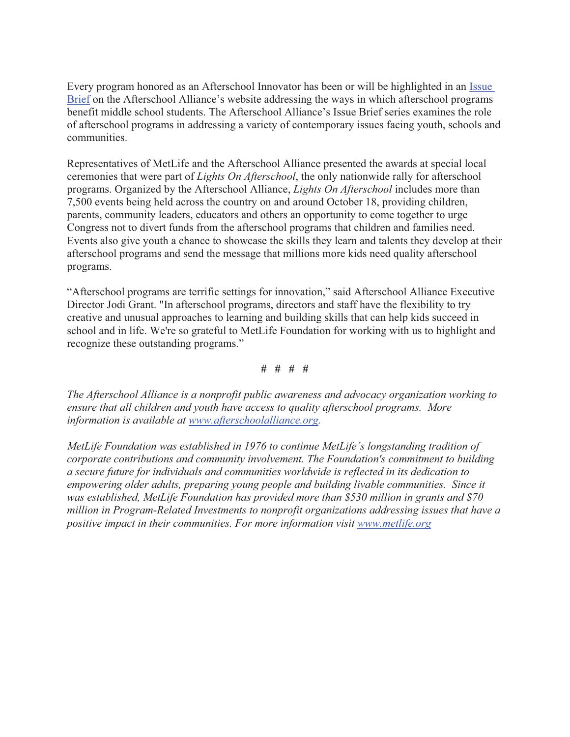Every program honored as an Afterschool Innovator has been or will be highlighted in an [Issue Brief](#) on the Afterschool Alliance's website addressing the ways in which afterschool programs benefit middle school students. The Afterschool Alliance's Issue Brief series examines the role of afterschool programs in addressing a variety of contemporary issues facing youth, schools and communities.

Representatives of MetLife and the Afterschool Alliance presented the awards at special local ceremonies that were part of *Lights On Afterschool*, the only nationwide rally for afterschool programs. Organized by the Afterschool Alliance, *Lights On Afterschool* includes more than 7,500 events being held across the country on and around October 18, providing children, parents, community leaders, educators and others an opportunity to come together to urge Congress not to divert funds from the afterschool programs that children and families need. Events also give youth a chance to showcase the skills they learn and talents they develop at their afterschool programs and send the message that millions more kids need quality afterschool programs.

"Afterschool programs are terrific settings for innovation," said Afterschool Alliance Executive Director Jodi Grant. "In afterschool programs, directors and staff have the flexibility to try creative and unusual approaches to learning and building skills that can help kids succeed in school and in life. We're so grateful to MetLife Foundation for working with us to highlight and recognize these outstanding programs."

# # # #

*The Afterschool Alliance is a nonprofit public awareness and advocacy organization working to ensure that all children and youth have access to quality afterschool programs. More information is available at [www.afterschoolalliance.org](http://www.afterschoolalliance.org).*

*MetLife Foundation was established in 1976 to continue MetLife's longstanding tradition of corporate contributions and community involvement. The Foundation's commitment to building a secure future for individuals and communities worldwide is reflected in its dedication to empowering older adults, preparing young people and building livable communities. Since it was established, MetLife Foundation has provided more than $530 million in grants and $70 million in Program-Related Investments to nonprofit organizations addressing issues that have a positive impact in their communities. For more information visit [www.metlife.org](http://www.metlife.org)*